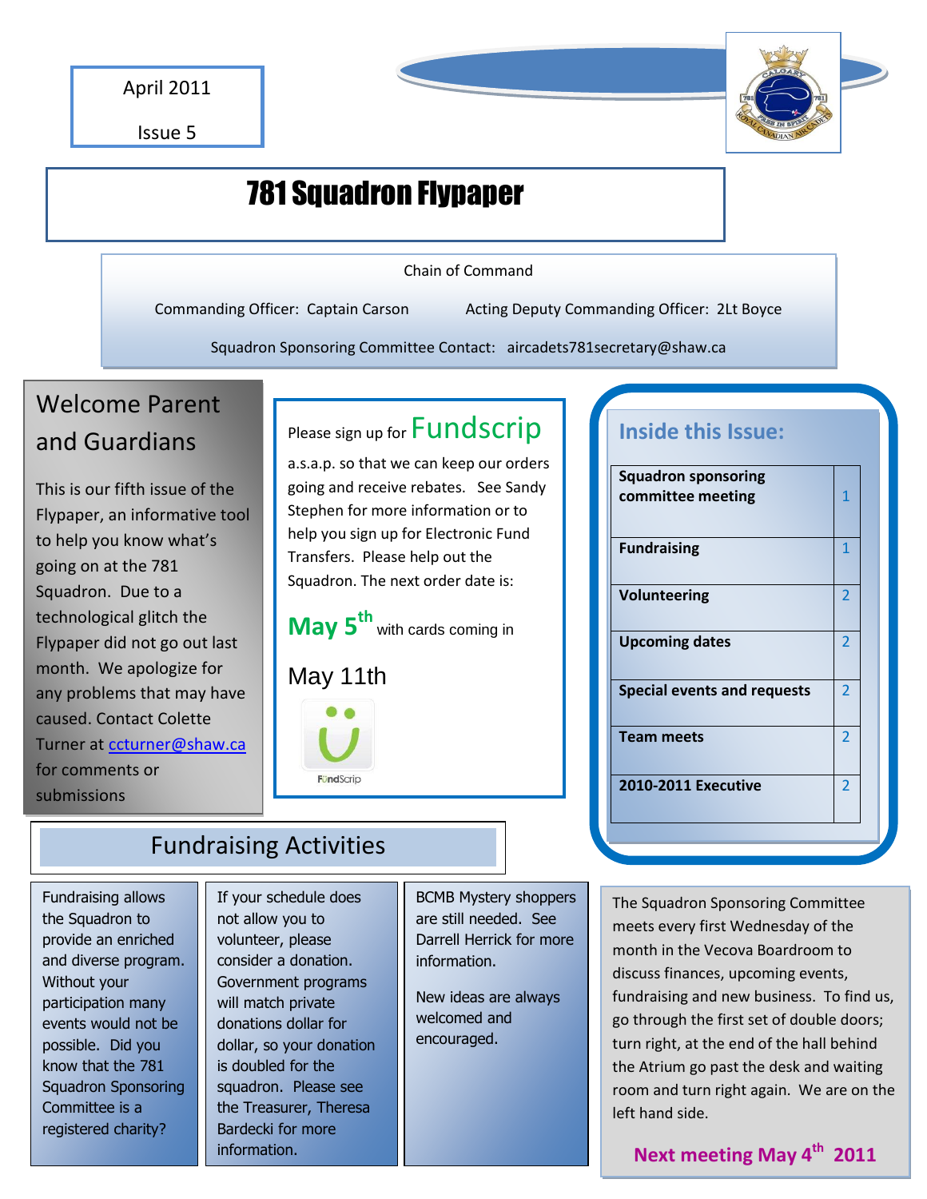April 2011

Issue 5

# 781 Squadron Flypaper

Chain of Command

Commanding Officer: Captain Carson

Acting Deputy Commanding Officer: 2Lt Boyce

Squadron Sponsoring Committee Contact: aircadets781secretary@shaw.ca

## Welcome Parent and Guardians

This is our fifth issue of the Flypaper, an informative tool to help you know what's going on at the 781 Squadron. Due to a technological glitch the Flypaper did not go out last month. We apologize for any problems that may have caused. Contact Colette Turner at ccturner@shaw.ca for comments or submissions

Please sign up for **Fundscrip** a.s.a.p. so that we can keep our orders going and receive rebates. See Sandy Stephen for more information or to help you sign up for Electronic Fund Transfers. Please help out the Squadron. The next order date is:

**May 5th** with cards coming in

May 11th

FundScrip

## Inside this Issue:

| | |
|---|---|
| **Squadron sponsoring committee meeting** | 1 |
| **Fundraising** | 1 |
| **Volunteering** | 2 |
| **Upcoming dates** | 2 |
| **Special events and requests** | 2 |
| **Team meets** | 2 |
| **2010-2011 Executive** | 2 |

## Fundraising Activities

Fundraising allows the Squadron to provide an enriched and diverse program. Without your participation many events would not be possible. Did you know that the 781 Squadron Sponsoring Committee is a registered charity?

If your schedule does not allow you to volunteer, please consider a donation. Government programs will match private donations dollar for dollar, so your donation is doubled for the squadron. Please see the Treasurer, Theresa Bardecki for more information.

BCMB Mystery shoppers are still needed. See Darrell Herrick for more information.

New ideas are always welcomed and encouraged.

The Squadron Sponsoring Committee meets every first Wednesday of the month in the Vecova Boardroom to discuss finances, upcoming events, fundraising and new business. To find us, go through the first set of double doors; turn right, at the end of the hall behind the Atrium go past the desk and waiting room and turn right again. We are on the left hand side.

**Next meeting May 4th 2011**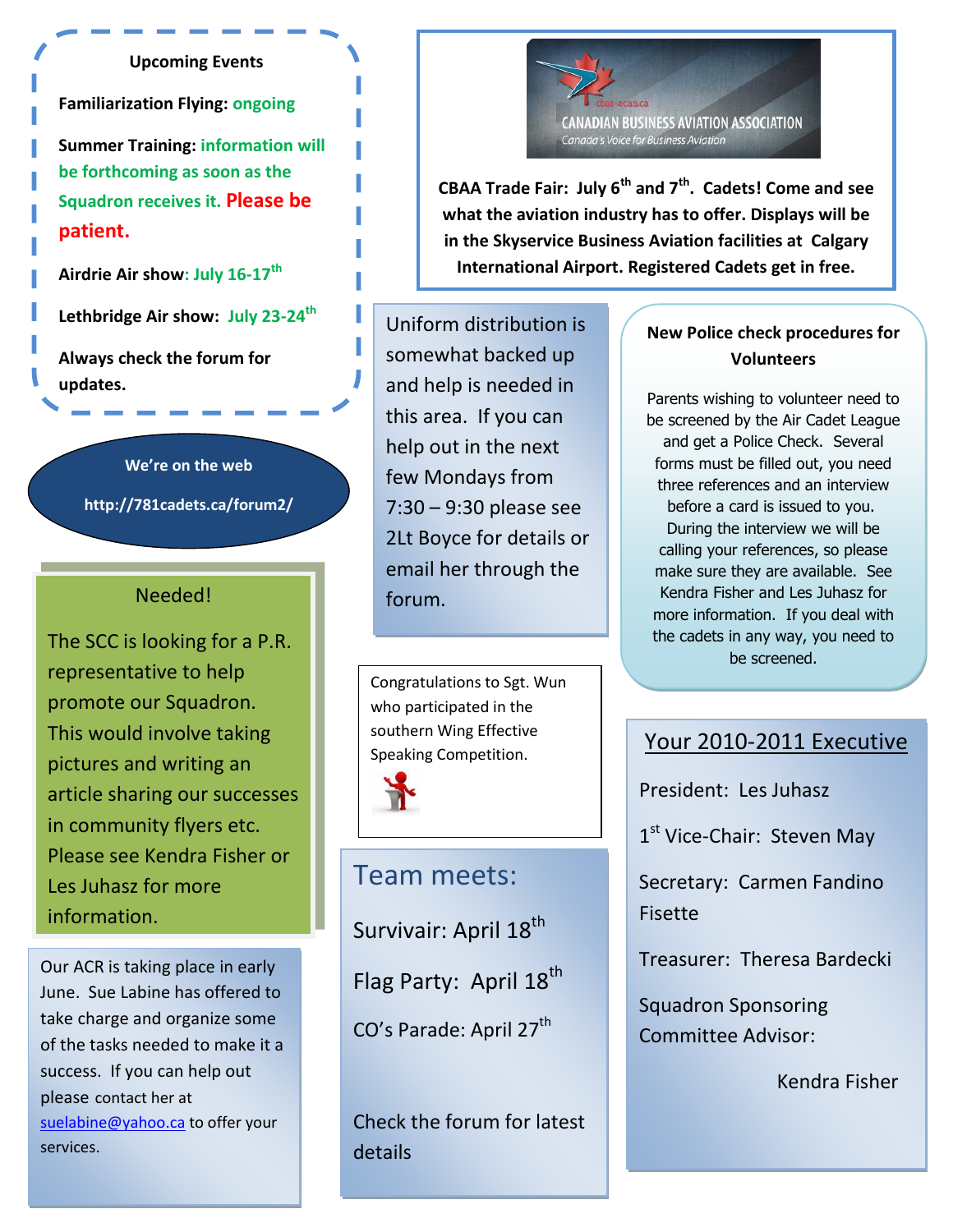### Upcoming Events

**Familiarization Flying:** ongoing

**Summer Training:** information will be forthcoming as soon as the Squadron receives it. Please be patient.

**Airdrie Air show:** July 16-17th

**Lethbridge Air show:** July 23-24th

**Always check the forum for updates.**

**We're on the web**

**http://781cadets.ca/forum2/**

### Needed!

The SCC is looking for a P.R. representative to help promote our Squadron. This would involve taking pictures and writing an article sharing our successes in community flyers etc. Please see Kendra Fisher or Les Juhasz for more information.

Our ACR is taking place in early June. Sue Labine has offered to take charge and organize some of the tasks needed to make it a success. If you can help out please contact her at suelabine@yahoo.ca to offer your services.

cbaa-acaa.ca
CANADIAN BUSINESS AVIATION ASSOCIATION
Canada's Voice for Business Aviation

**CBAA Trade Fair: July 6th and 7th. Cadets! Come and see what the aviation industry has to offer. Displays will be in the Skyservice Business Aviation facilities at Calgary International Airport. Registered Cadets get in free.**

Uniform distribution is somewhat backed up and help is needed in this area. If you can help out in the next few Mondays from 7:30 – 9:30 please see 2Lt Boyce for details or email her through the forum.

Congratulations to Sgt. Wun who participated in the southern Wing Effective Speaking Competition.

## Team meets:

Survivair: April 18th

Flag Party: April 18th

CO's Parade: April 27th

Check the forum for latest details

### New Police check procedures for Volunteers

Parents wishing to volunteer need to be screened by the Air Cadet League and get a Police Check. Several forms must be filled out, you need three references and an interview before a card is issued to you. During the interview we will be calling your references, so please make sure they are available. See Kendra Fisher and Les Juhasz for more information. If you deal with the cadets in any way, you need to be screened.

## Your 2010-2011 Executive

President: Les Juhasz

1st Vice-Chair: Steven May

Secretary: Carmen Fandino Fisette

Treasurer: Theresa Bardecki

Squadron Sponsoring Committee Advisor:

Kendra Fisher